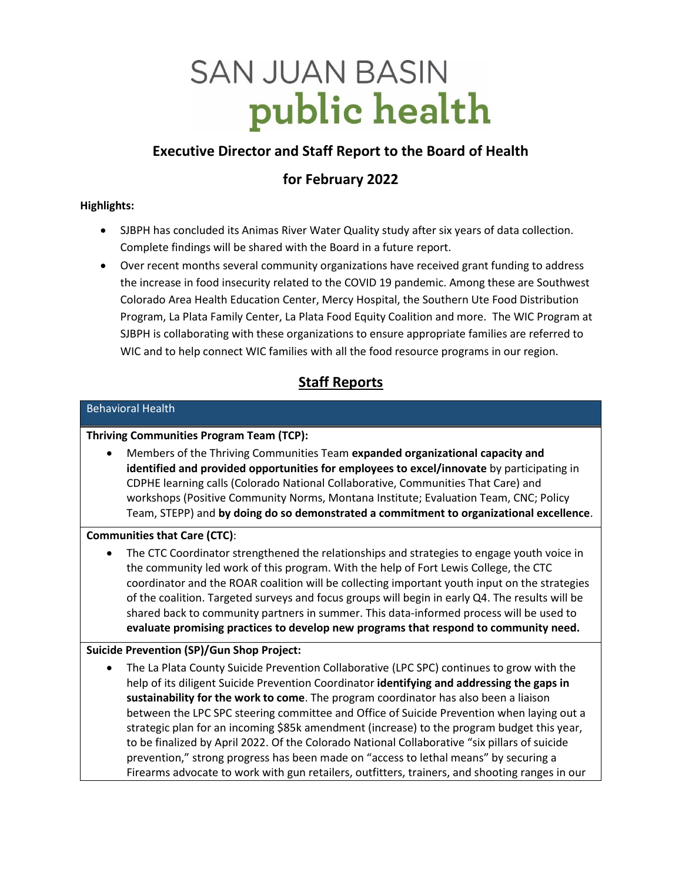# SAN JUAN BASIN public health

## Executive Director and Staff Report to the Board of Health

## for February 2022

**Highlights:**

- SJBPH has concluded its Animas River Water Quality study after six years of data collection. Complete findings will be shared with the Board in a future report.
- Over recent months several community organizations have received grant funding to address the increase in food insecurity related to the COVID 19 pandemic. Among these are Southwest Colorado Area Health Education Center, Mercy Hospital, the Southern Ute Food Distribution Program, La Plata Family Center, La Plata Food Equity Coalition and more. The WIC Program at SJBPH is collaborating with these organizations to ensure appropriate families are referred to WIC and to help connect WIC families with all the food resource programs in our region.

## Staff Reports

### Behavioral Health

**Thriving Communities Program Team (TCP):**

- Members of the Thriving Communities Team **expanded organizational capacity and identified and provided opportunities for employees to excel/innovate** by participating in CDPHE learning calls (Colorado National Collaborative, Communities That Care) and workshops (Positive Community Norms, Montana Institute; Evaluation Team, CNC; Policy Team, STEPP) and **by doing do so demonstrated a commitment to organizational excellence**.

**Communities that Care (CTC)**:

- The CTC Coordinator strengthened the relationships and strategies to engage youth voice in the community led work of this program. With the help of Fort Lewis College, the CTC coordinator and the ROAR coalition will be collecting important youth input on the strategies of the coalition. Targeted surveys and focus groups will begin in early Q4. The results will be shared back to community partners in summer. This data-informed process will be used to **evaluate promising practices to develop new programs that respond to community need.**

**Suicide Prevention (SP)/Gun Shop Project:**

- The La Plata County Suicide Prevention Collaborative (LPC SPC) continues to grow with the help of its diligent Suicide Prevention Coordinator **identifying and addressing the gaps in sustainability for the work to come**. The program coordinator has also been a liaison between the LPC SPC steering committee and Office of Suicide Prevention when laying out a strategic plan for an incoming $85k amendment (increase) to the program budget this year, to be finalized by April 2022. Of the Colorado National Collaborative "six pillars of suicide prevention," strong progress has been made on "access to lethal means" by securing a Firearms advocate to work with gun retailers, outfitters, trainers, and shooting ranges in our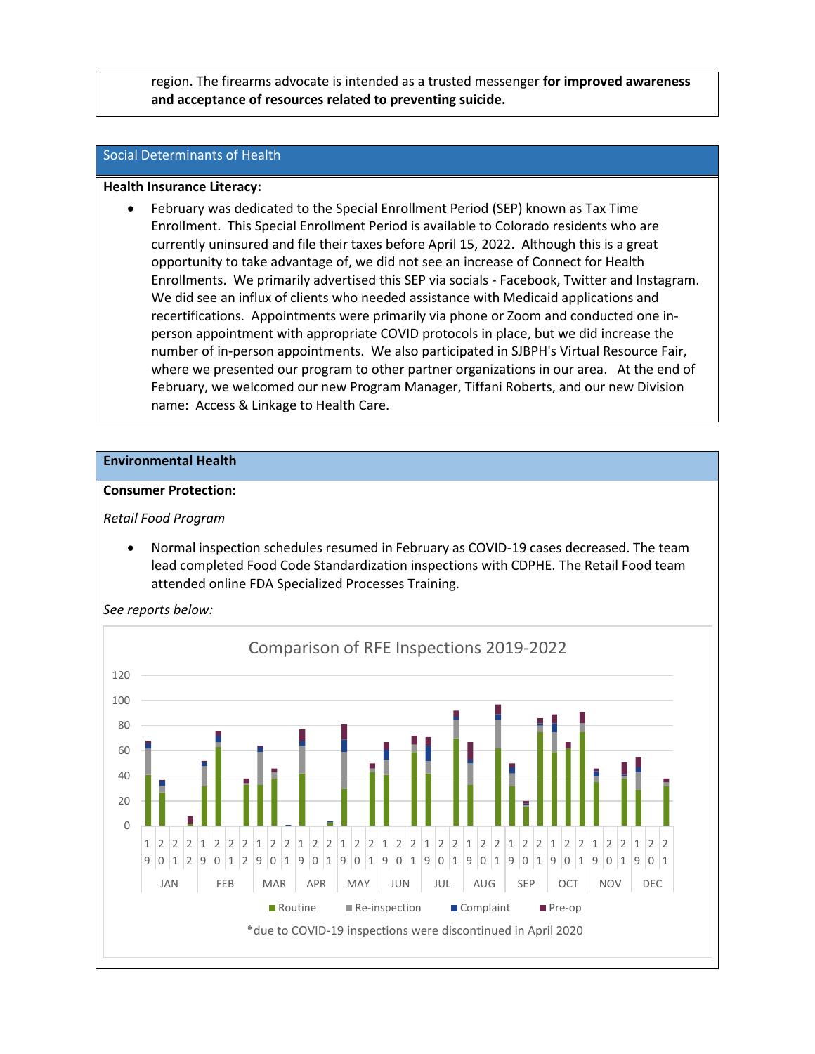region. The firearms advocate is intended as a trusted messenger **for improved awareness and acceptance of resources related to preventing suicide.**

## Social Determinants of Health

**Health Insurance Literacy:**

- February was dedicated to the Special Enrollment Period (SEP) known as Tax Time Enrollment. This Special Enrollment Period is available to Colorado residents who are currently uninsured and file their taxes before April 15, 2022. Although this is a great opportunity to take advantage of, we did not see an increase of Connect for Health Enrollments. We primarily advertised this SEP via socials - Facebook, Twitter and Instagram. We did see an influx of clients who needed assistance with Medicaid applications and recertifications. Appointments were primarily via phone or Zoom and conducted one in-person appointment with appropriate COVID protocols in place, but we did increase the number of in-person appointments. We also participated in SJBPH's Virtual Resource Fair, where we presented our program to other partner organizations in our area. At the end of February, we welcomed our new Program Manager, Tiffani Roberts, and our new Division name: Access & Linkage to Health Care.

## Environmental Health

**Consumer Protection:**

*Retail Food Program*

- Normal inspection schedules resumed in February as COVID-19 cases decreased. The team lead completed Food Code Standardization inspections with CDPHE. The Retail Food team attended online FDA Specialized Processes Training.

*See reports below:*

Comparison of RFE Inspections 2019-2022

Routine | Re-inspection | Complaint | Pre-op

*due to COVID-19 inspections were discontinued in April 2020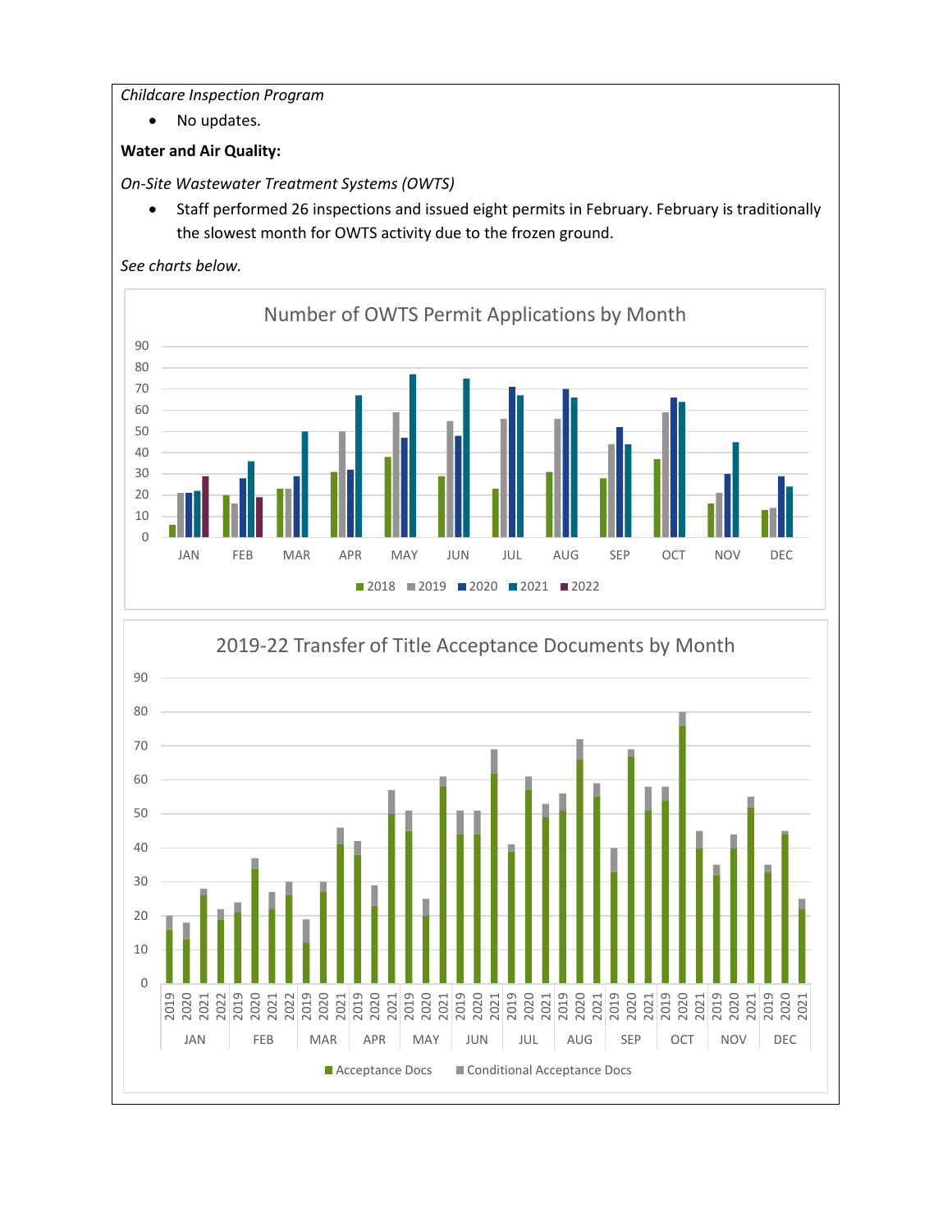*Childcare Inspection Program*

- No updates.

**Water and Air Quality:**

*On-Site Wastewater Treatment Systems (OWTS)*

- Staff performed 26 inspections and issued eight permits in February. February is traditionally the slowest month for OWTS activity due to the frozen ground.

*See charts below.*

Number of OWTS Permit Applications by Month

2019-22 Transfer of Title Acceptance Documents by Month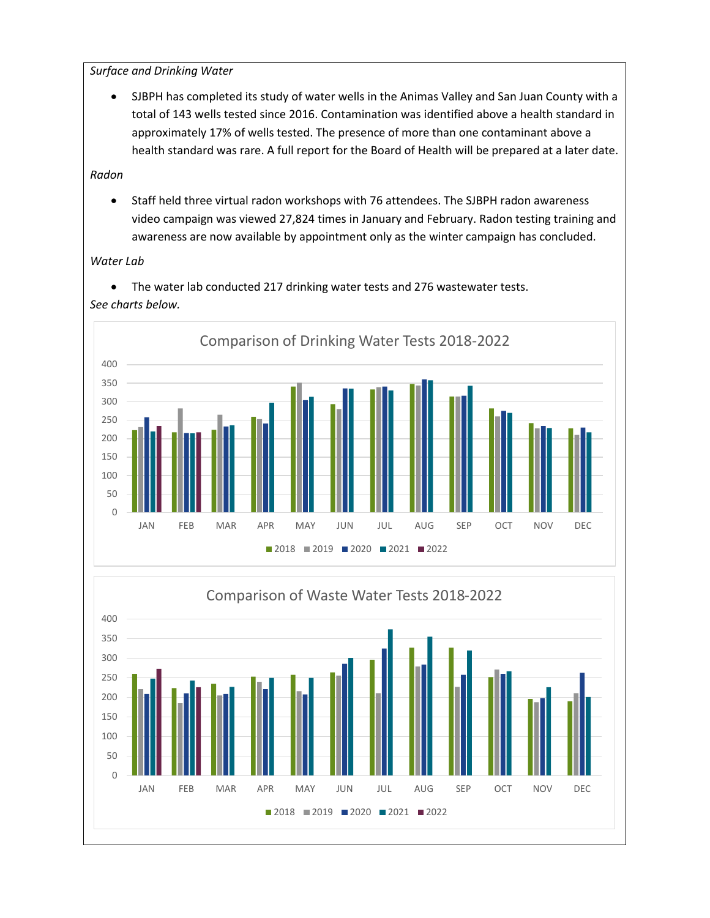*Surface and Drinking Water*

- SJBPH has completed its study of water wells in the Animas Valley and San Juan County with a total of 143 wells tested since 2016. Contamination was identified above a health standard in approximately 17% of wells tested. The presence of more than one contaminant above a health standard was rare. A full report for the Board of Health will be prepared at a later date.

*Radon*

- Staff held three virtual radon workshops with 76 attendees. The SJBPH radon awareness video campaign was viewed 27,824 times in January and February. Radon testing training and awareness are now available by appointment only as the winter campaign has concluded.

*Water Lab*

- The water lab conducted 217 drinking water tests and 276 wastewater tests.

*See charts below.*

**Comparison of Drinking Water Tests 2018-2022**

**Comparison of Waste Water Tests 2018-2022**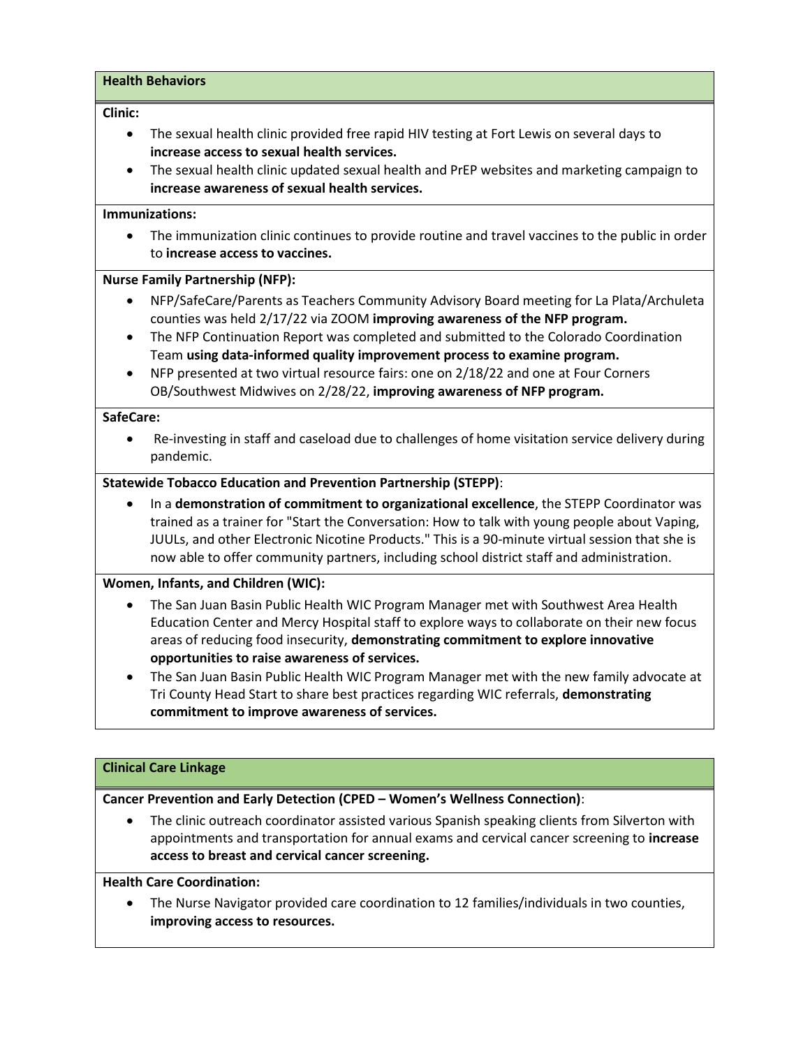## Health Behaviors

**Clinic:**

- The sexual health clinic provided free rapid HIV testing at Fort Lewis on several days to **increase access to sexual health services.**
- The sexual health clinic updated sexual health and PrEP websites and marketing campaign to **increase awareness of sexual health services.**

**Immunizations:**

- The immunization clinic continues to provide routine and travel vaccines to the public in order to **increase access to vaccines.**

**Nurse Family Partnership (NFP):**

- NFP/SafeCare/Parents as Teachers Community Advisory Board meeting for La Plata/Archuleta counties was held 2/17/22 via ZOOM **improving awareness of the NFP program.**
- The NFP Continuation Report was completed and submitted to the Colorado Coordination Team **using data-informed quality improvement process to examine program.**
- NFP presented at two virtual resource fairs: one on 2/18/22 and one at Four Corners OB/Southwest Midwives on 2/28/22, **improving awareness of NFP program.**

**SafeCare:**

- Re-investing in staff and caseload due to challenges of home visitation service delivery during pandemic.

**Statewide Tobacco Education and Prevention Partnership (STEPP)**:

- In a **demonstration of commitment to organizational excellence**, the STEPP Coordinator was trained as a trainer for "Start the Conversation: How to talk with young people about Vaping, JUULs, and other Electronic Nicotine Products." This is a 90-minute virtual session that she is now able to offer community partners, including school district staff and administration.

**Women, Infants, and Children (WIC):**

- The San Juan Basin Public Health WIC Program Manager met with Southwest Area Health Education Center and Mercy Hospital staff to explore ways to collaborate on their new focus areas of reducing food insecurity, **demonstrating commitment to explore innovative opportunities to raise awareness of services.**
- The San Juan Basin Public Health WIC Program Manager met with the new family advocate at Tri County Head Start to share best practices regarding WIC referrals, **demonstrating commitment to improve awareness of services.**

## Clinical Care Linkage

**Cancer Prevention and Early Detection (CPED – Women's Wellness Connection)**:

- The clinic outreach coordinator assisted various Spanish speaking clients from Silverton with appointments and transportation for annual exams and cervical cancer screening to **increase access to breast and cervical cancer screening.**

**Health Care Coordination:**

- The Nurse Navigator provided care coordination to 12 families/individuals in two counties, **improving access to resources.**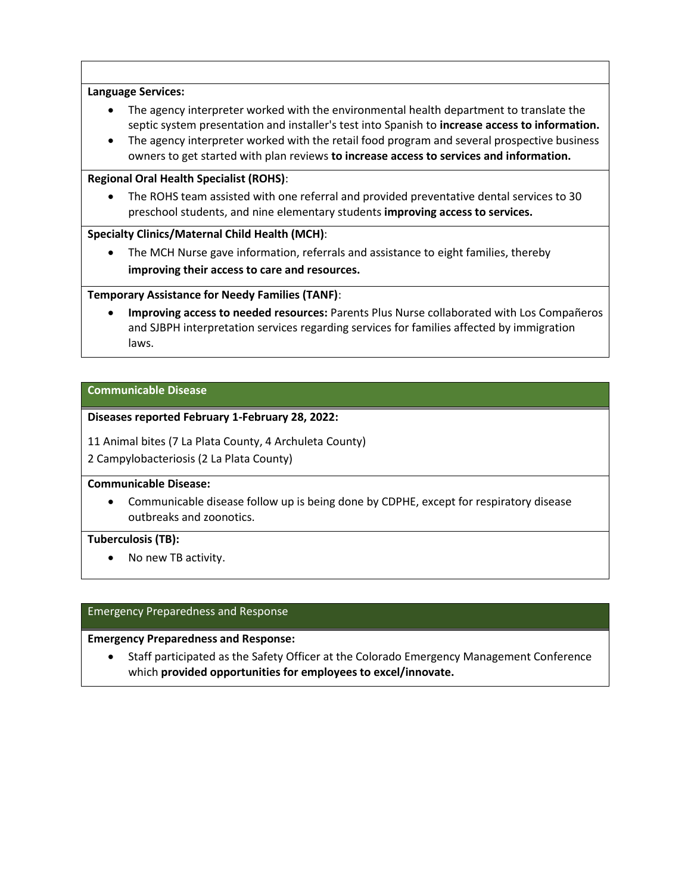**Language Services:**

- The agency interpreter worked with the environmental health department to translate the septic system presentation and installer's test into Spanish to **increase access to information.**
- The agency interpreter worked with the retail food program and several prospective business owners to get started with plan reviews **to increase access to services and information.**

**Regional Oral Health Specialist (ROHS)**:

- The ROHS team assisted with one referral and provided preventative dental services to 30 preschool students, and nine elementary students **improving access to services.**

**Specialty Clinics/Maternal Child Health (MCH)**:

- The MCH Nurse gave information, referrals and assistance to eight families, thereby **improving their access to care and resources.**

**Temporary Assistance for Needy Families (TANF)**:

- **Improving access to needed resources:** Parents Plus Nurse collaborated with Los Compañeros and SJBPH interpretation services regarding services for families affected by immigration laws.

## Communicable Disease

**Diseases reported February 1-February 28, 2022:**

11 Animal bites (7 La Plata County, 4 Archuleta County)

2 Campylobacteriosis (2 La Plata County)

**Communicable Disease:**

- Communicable disease follow up is being done by CDPHE, except for respiratory disease outbreaks and zoonotics.

**Tuberculosis (TB):**

- No new TB activity.

## Emergency Preparedness and Response

**Emergency Preparedness and Response:**

- Staff participated as the Safety Officer at the Colorado Emergency Management Conference which **provided opportunities for employees to excel/innovate.**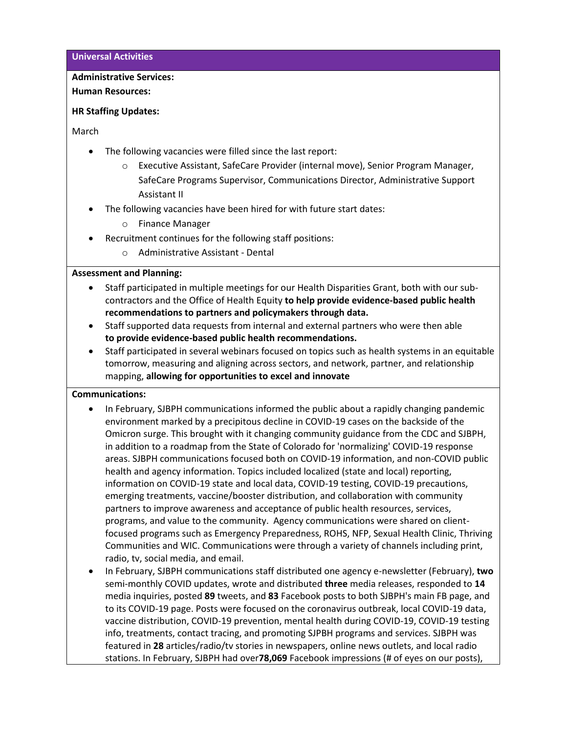## Universal Activities

**Administrative Services:**

**Human Resources:**

**HR Staffing Updates:**

March

- The following vacancies were filled since the last report:
  - Executive Assistant, SafeCare Provider (internal move), Senior Program Manager, SafeCare Programs Supervisor, Communications Director, Administrative Support Assistant II
- The following vacancies have been hired for with future start dates:
  - Finance Manager
- Recruitment continues for the following staff positions:
  - Administrative Assistant - Dental

**Assessment and Planning:**

- Staff participated in multiple meetings for our Health Disparities Grant, both with our sub-contractors and the Office of Health Equity **to help provide evidence-based public health recommendations to partners and policymakers through data.**
- Staff supported data requests from internal and external partners who were then able **to provide evidence-based public health recommendations.**
- Staff participated in several webinars focused on topics such as health systems in an equitable tomorrow, measuring and aligning across sectors, and network, partner, and relationship mapping, **allowing for opportunities to excel and innovate**

**Communications:**

- In February, SJBPH communications informed the public about a rapidly changing pandemic environment marked by a precipitous decline in COVID-19 cases on the backside of the Omicron surge. This brought with it changing community guidance from the CDC and SJBPH, in addition to a roadmap from the State of Colorado for 'normalizing' COVID-19 response areas. SJBPH communications focused both on COVID-19 information, and non-COVID public health and agency information. Topics included localized (state and local) reporting, information on COVID-19 state and local data, COVID-19 testing, COVID-19 precautions, emerging treatments, vaccine/booster distribution, and collaboration with community partners to improve awareness and acceptance of public health resources, services, programs, and value to the community. Agency communications were shared on client-focused programs such as Emergency Preparedness, ROHS, NFP, Sexual Health Clinic, Thriving Communities and WIC. Communications were through a variety of channels including print, radio, tv, social media, and email.
- In February, SJBPH communications staff distributed one agency e-newsletter (February), **two** semi-monthly COVID updates, wrote and distributed **three** media releases, responded to **14** media inquiries, posted **89** tweets, and **83** Facebook posts to both SJBPH's main FB page, and to its COVID-19 page. Posts were focused on the coronavirus outbreak, local COVID-19 data, vaccine distribution, COVID-19 prevention, mental health during COVID-19, COVID-19 testing info, treatments, contact tracing, and promoting SJPBH programs and services. SJBPH was featured in **28** articles/radio/tv stories in newspapers, online news outlets, and local radio stations. In February, SJBPH had over**78,069** Facebook impressions (# of eyes on our posts),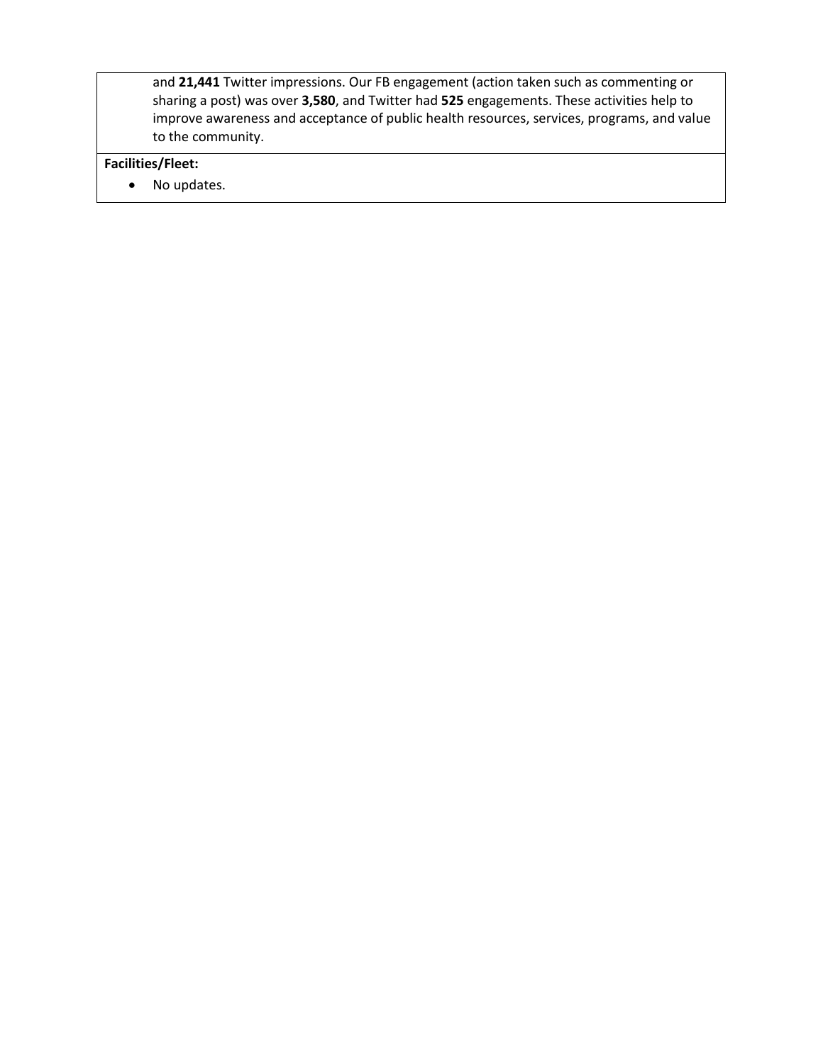and **21,441** Twitter impressions. Our FB engagement (action taken such as commenting or sharing a post) was over **3,580**, and Twitter had **525** engagements. These activities help to improve awareness and acceptance of public health resources, services, programs, and value to the community.

**Facilities/Fleet:**

- No updates.